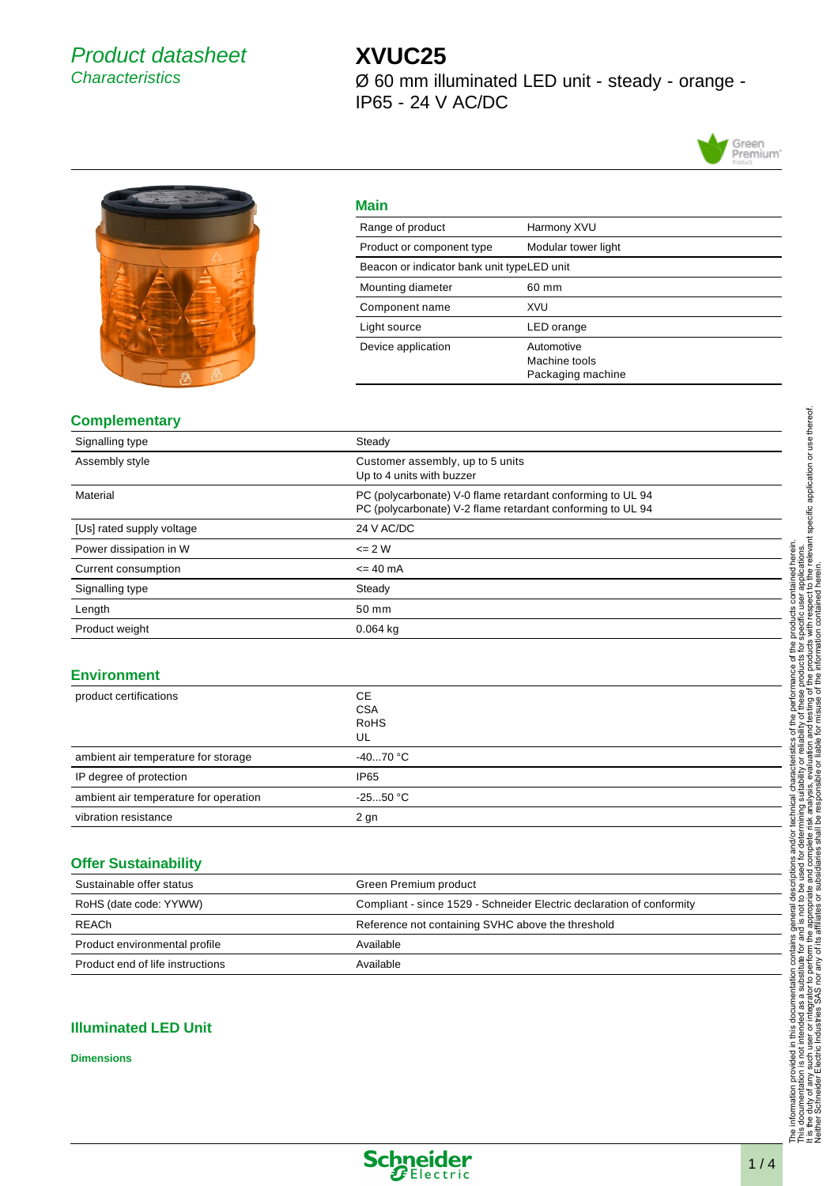# Product datasheet
*Characteristics*

# XVUC25

Ø 60 mm illuminated LED unit - steady - orange - IP65 - 24 V AC/DC

## Main

| | |
|---|---|
| Range of product | Harmony XVU |
| Product or component type | Modular tower light |
| Beacon or indicator bank unit type | LED unit |
| Mounting diameter | 60 mm |
| Component name | XVU |
| Light source | LED orange |
| Device application | Automotive<br>Machine tools<br>Packaging machine |

## Complementary

| | |
|---|---|
| Signalling type | Steady |
| Assembly style | Customer assembly, up to 5 units<br>Up to 4 units with buzzer |
| Material | PC (polycarbonate) V-0 flame retardant conforming to UL 94<br>PC (polycarbonate) V-2 flame retardant conforming to UL 94 |
| [Us] rated supply voltage | 24 V AC/DC |
| Power dissipation in W | <= 2 W |
| Current consumption | <= 40 mA |
| Signalling type | Steady |
| Length | 50 mm |
| Product weight | 0.064 kg |

## Environment

| | |
|---|---|
| product certifications | CE<br>CSA<br>RoHS<br>UL |
| ambient air temperature for storage | -40...70 °C |
| IP degree of protection | IP65 |
| ambient air temperature for operation | -25...50 °C |
| vibration resistance | 2 gn |

## Offer Sustainability

| | |
|---|---|
| Sustainable offer status | Green Premium product |
| RoHS (date code: YYWW) | Compliant - since 1529 - Schneider Electric declaration of conformity |
| REACh | Reference not containing SVHC above the threshold |
| Product environmental profile | Available |
| Product end of life instructions | Available |

## Illuminated LED Unit

**Dimensions**

The information provided in this documentation contains general descriptions and/or technical characteristics of the performance of the products contained herein. This documentation is not intended as a substitute for and is not to be used for determining suitability or reliability of these products for specific user applications. It is the duty of any such user or integrator to perform the appropriate and complete risk analysis, evaluation and testing of the products with respect to the relevant specific application or use thereof. Neither Schneider Electric Industries SAS nor any of its affiliates or subsidiaries shall be responsible or liable for misuse of the information contained herein.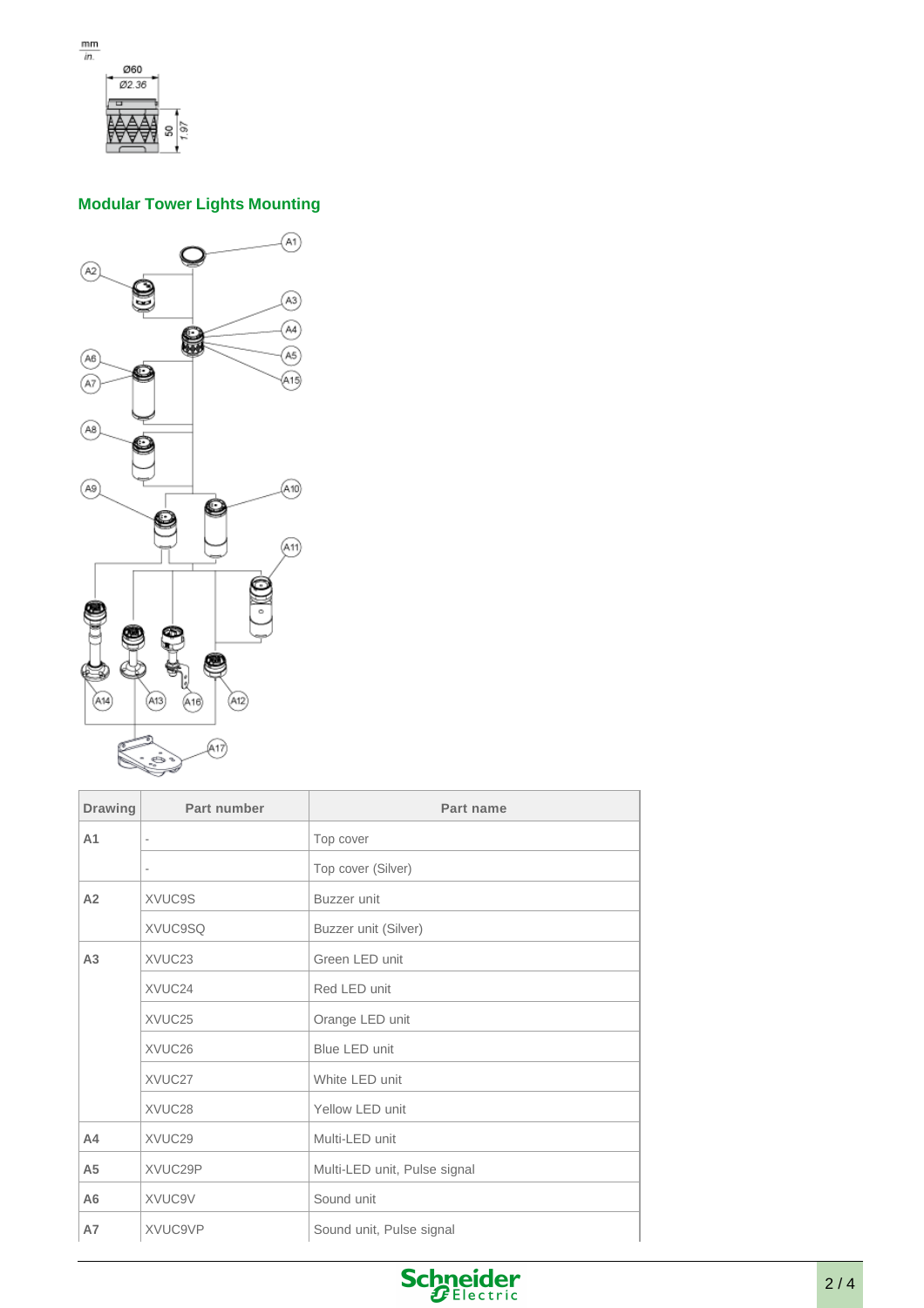## Modular Tower Lights Mounting

| Drawing | Part number | Part name |
| --- | --- | --- |
| A1 | - | Top cover |
| | - | Top cover (Silver) |
| A2 | XVUC9S | Buzzer unit |
| | XVUC9SQ | Buzzer unit (Silver) |
| A3 | XVUC23 | Green LED unit |
| | XVUC24 | Red LED unit |
| | XVUC25 | Orange LED unit |
| | XVUC26 | Blue LED unit |
| | XVUC27 | White LED unit |
| | XVUC28 | Yellow LED unit |
| A4 | XVUC29 | Multi-LED unit |
| A5 | XVUC29P | Multi-LED unit, Pulse signal |
| A6 | XVUC9V | Sound unit |
| A7 | XVUC9VP | Sound unit, Pulse signal |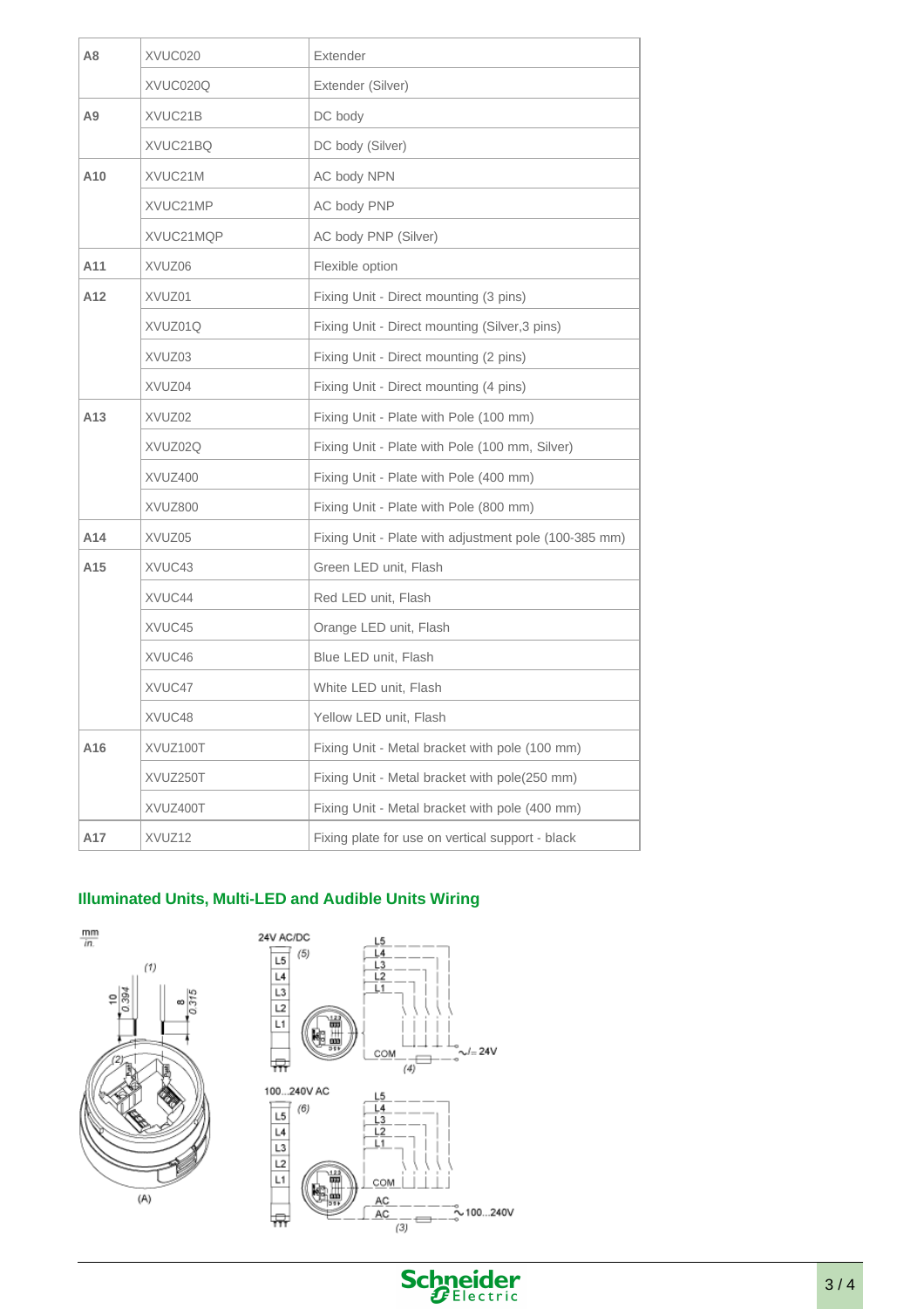| A8 | XVUC020 | Extender |
|---|---|---|
| | XVUC020Q | Extender (Silver) |
| A9 | XVUC21B | DC body |
| | XVUC21BQ | DC body (Silver) |
| A10 | XVUC21M | AC body NPN |
| | XVUC21MP | AC body PNP |
| | XVUC21MQP | AC body PNP (Silver) |
| A11 | XVUZ06 | Flexible option |
| A12 | XVUZ01 | Fixing Unit - Direct mounting (3 pins) |
| | XVUZ01Q | Fixing Unit - Direct mounting (Silver,3 pins) |
| | XVUZ03 | Fixing Unit - Direct mounting (2 pins) |
| | XVUZ04 | Fixing Unit - Direct mounting (4 pins) |
| A13 | XVUZ02 | Fixing Unit - Plate with Pole (100 mm) |
| | XVUZ02Q | Fixing Unit - Plate with Pole (100 mm, Silver) |
| | XVUZ400 | Fixing Unit - Plate with Pole (400 mm) |
| | XVUZ800 | Fixing Unit - Plate with Pole (800 mm) |
| A14 | XVUZ05 | Fixing Unit - Plate with adjustment pole (100-385 mm) |
| A15 | XVUC43 | Green LED unit, Flash |
| | XVUC44 | Red LED unit, Flash |
| | XVUC45 | Orange LED unit, Flash |
| | XVUC46 | Blue LED unit, Flash |
| | XVUC47 | White LED unit, Flash |
| | XVUC48 | Yellow LED unit, Flash |
| A16 | XVUZ100T | Fixing Unit - Metal bracket with pole (100 mm) |
| | XVUZ250T | Fixing Unit - Metal bracket with pole(250 mm) |
| | XVUZ400T | Fixing Unit - Metal bracket with pole (400 mm) |
| A17 | XVUZ12 | Fixing plate for use on vertical support - black |

## Illuminated Units, Multi-LED and Audible Units Wiring

mm/in.

(1) 10/0.394 8/0.315 (2) (A)

24V AC/DC (5) L5 L4 L3 L2 L1 COM (4) ~/= 24V

100...240V AC (6) L5 L4 L3 L2 L1 COM AC AC (3) ~100...240V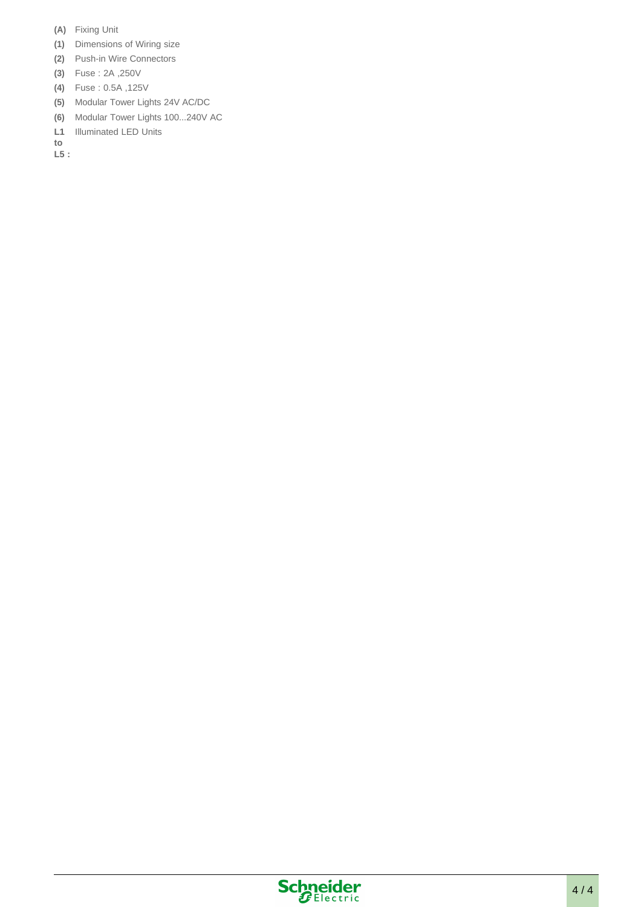**(A)** Fixing Unit

**(1)** Dimensions of Wiring size

**(2)** Push-in Wire Connectors

**(3)** Fuse : 2A ,250V

**(4)** Fuse : 0.5A ,125V

**(5)** Modular Tower Lights 24V AC/DC

**(6)** Modular Tower Lights 100...240V AC

**L1 to L5 :** Illuminated LED Units